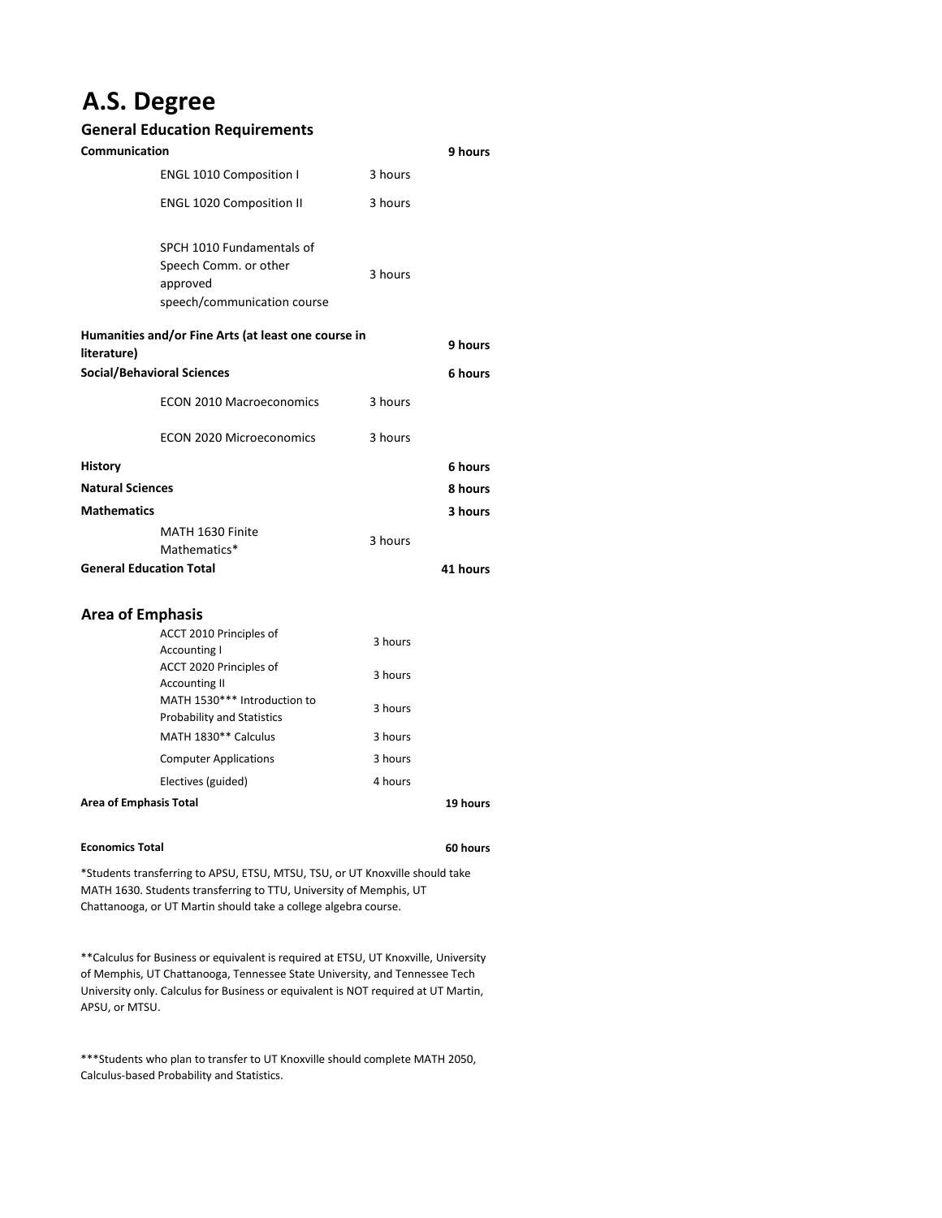# A.S. Degree

## General Education Requirements

| | | | |
|---|---|---|---|
| **Communication** | | | **9 hours** |
| | ENGL 1010 Composition I | 3 hours | |
| | ENGL 1020 Composition II | 3 hours | |
| | SPCH 1010 Fundamentals of Speech Comm. or other approved speech/communication course | 3 hours | |
| **Humanities and/or Fine Arts (at least one course in literature)** | | | **9 hours** |
| **Social/Behavioral Sciences** | | | **6 hours** |
| | ECON 2010 Macroeconomics | 3 hours | |
| | ECON 2020 Microeconomics | 3 hours | |
| **History** | | | **6 hours** |
| **Natural Sciences** | | | **8 hours** |
| **Mathematics** | | | **3 hours** |
| | MATH 1630 Finite Mathematics* | 3 hours | |
| **General Education Total** | | | **41 hours** |

## Area of Emphasis

| | | | |
|---|---|---|---|
| | ACCT 2010 Principles of Accounting I | 3 hours | |
| | ACCT 2020 Principles of Accounting II | 3 hours | |
| | MATH 1530*** Introduction to Probability and Statistics | 3 hours | |
| | MATH 1830** Calculus | 3 hours | |
| | Computer Applications | 3 hours | |
| | Electives (guided) | 4 hours | |
| **Area of Emphasis Total** | | | **19 hours** |

| | |
|---|---|
| **Economics Total** | **60 hours** |

*Students transferring to APSU, ETSU, MTSU, TSU, or UT Knoxville should take MATH 1630. Students transferring to TTU, University of Memphis, UT Chattanooga, or UT Martin should take a college algebra course.

**Calculus for Business or equivalent is required at ETSU, UT Knoxville, University of Memphis, UT Chattanooga, Tennessee State University, and Tennessee Tech University only. Calculus for Business or equivalent is NOT required at UT Martin, APSU, or MTSU.

***Students who plan to transfer to UT Knoxville should complete MATH 2050, Calculus-based Probability and Statistics.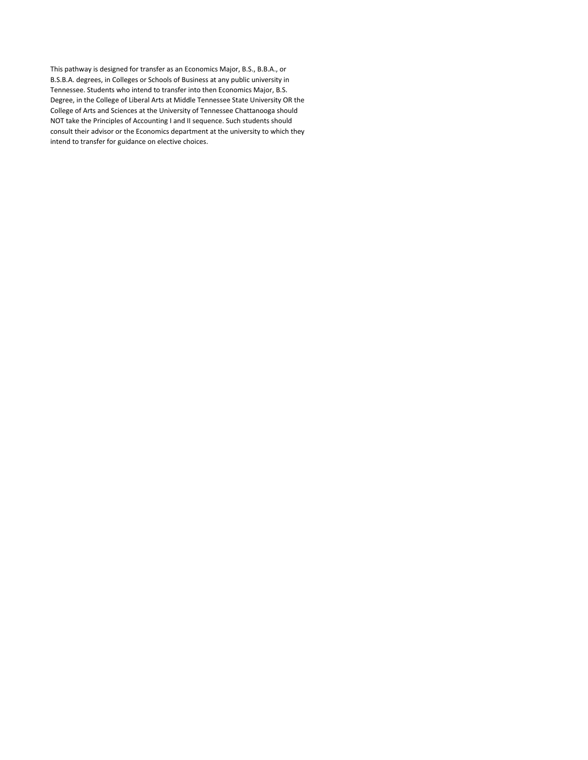This pathway is designed for transfer as an Economics Major, B.S., B.B.A., or B.S.B.A. degrees, in Colleges or Schools of Business at any public university in Tennessee. Students who intend to transfer into then Economics Major, B.S. Degree, in the College of Liberal Arts at Middle Tennessee State University OR the College of Arts and Sciences at the University of Tennessee Chattanooga should NOT take the Principles of Accounting I and II sequence. Such students should consult their advisor or the Economics department at the university to which they intend to transfer for guidance on elective choices.